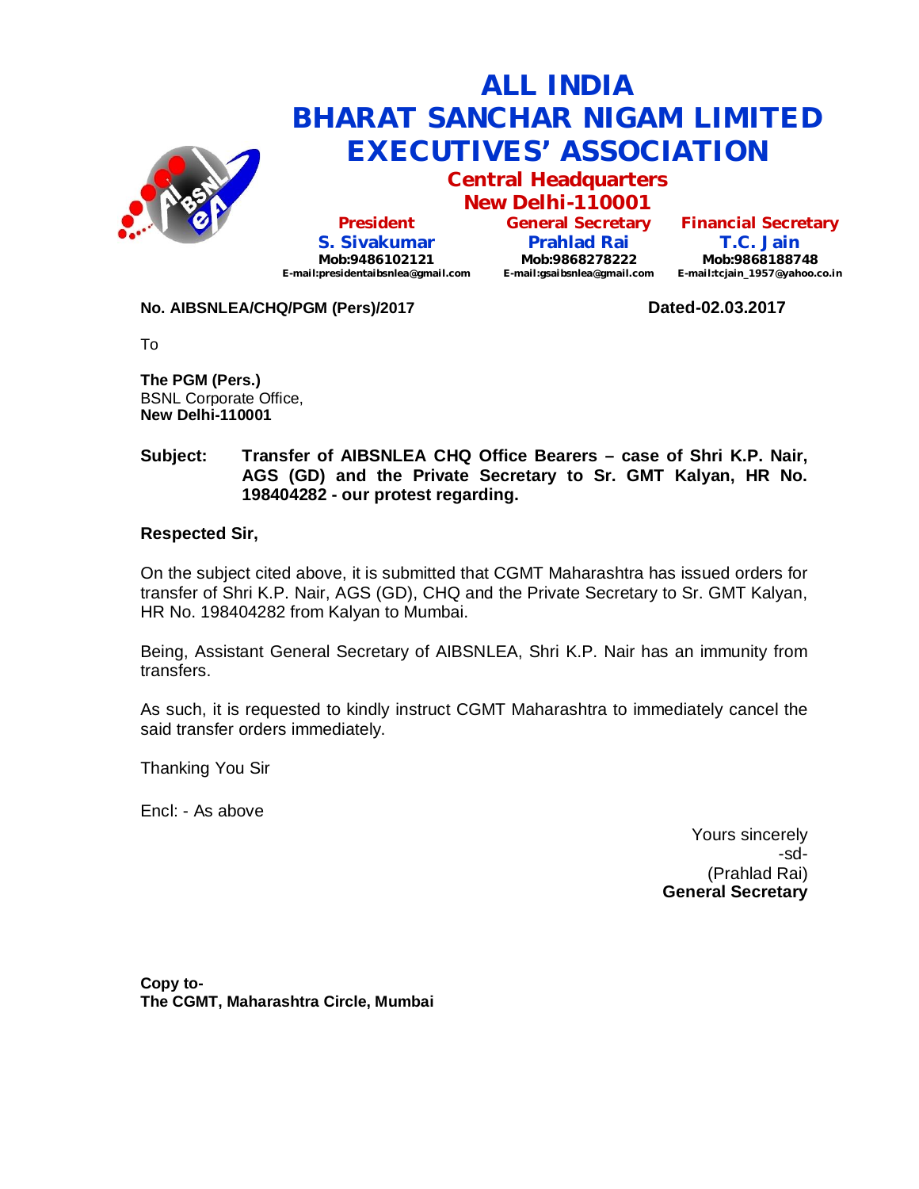# ALL INDIA BHARAT SANCHAR NIGAM LIMITED EXECUTIVES' ASSOCIATION

## Central Headquarters
## New Delhi-110001

| President | General Secretary | Financial Secretary |
|---|---|---|
| **S. Sivakumar** | **Prahlad Rai** | **T.C. Jain** |
| Mob:9486102121 | Mob:9868278222 | Mob:9868188748 |
| E-mail:presidentaibsnlea@gmail.com | E-mail:gsaibsnlea@gmail.com | E-mail:tcjain_1957@yahoo.co.in |

**No. AIBSNLEA/CHQ/PGM (Pers)/2017** **Dated-02.03.2017**

To

**The PGM (Pers.)**
BSNL Corporate Office,
**New Delhi-110001**

**Subject: Transfer of AIBSNLEA CHQ Office Bearers – case of Shri K.P. Nair, AGS (GD) and the Private Secretary to Sr. GMT Kalyan, HR No. 198404282 - our protest regarding.**

**Respected Sir,**

On the subject cited above, it is submitted that CGMT Maharashtra has issued orders for transfer of Shri K.P. Nair, AGS (GD), CHQ and the Private Secretary to Sr. GMT Kalyan, HR No. 198404282 from Kalyan to Mumbai.

Being, Assistant General Secretary of AIBSNLEA, Shri K.P. Nair has an immunity from transfers.

As such, it is requested to kindly instruct CGMT Maharashtra to immediately cancel the said transfer orders immediately.

Thanking You Sir

Encl: - As above

Yours sincerely
-sd-
(Prahlad Rai)
**General Secretary**

**Copy to-**
**The CGMT, Maharashtra Circle, Mumbai**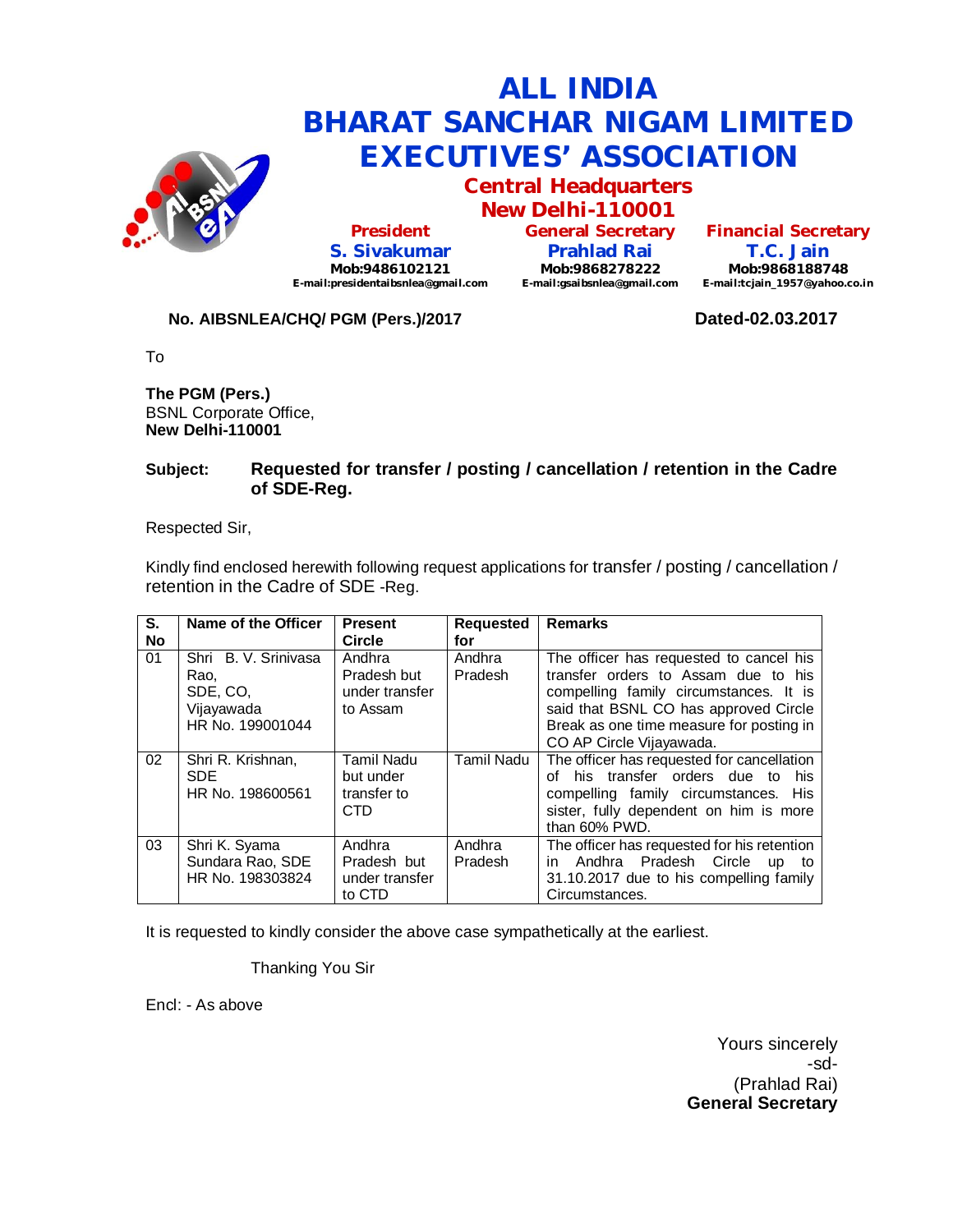# ALL INDIA BHARAT SANCHAR NIGAM LIMITED EXECUTIVES' ASSOCIATION

## Central Headquarters
## New Delhi-110001

| President | General Secretary | Financial Secretary |
|---|---|---|
| **S. Sivakumar** | **Prahlad Rai** | **T.C. Jain** |
| Mob:9486102121 | Mob:9868278222 | Mob:9868188748 |
| E-mail:presidentaibsnlea@gmail.com | E-mail:gsaibsnlea@gmail.com | E-mail:tcjain_1957@yahoo.co.in |

**No. AIBSNLEA/CHQ/ PGM (Pers.)/2017** **Dated-02.03.2017**

To

**The PGM (Pers.)**
BSNL Corporate Office,
**New Delhi-110001**

**Subject: Requested for transfer / posting / cancellation / retention in the Cadre of SDE-Reg.**

Respected Sir,

Kindly find enclosed herewith following request applications for transfer / posting / cancellation / retention in the Cadre of SDE -Reg.

| S. No | Name of the Officer | Present Circle | Requested for | Remarks |
|---|---|---|---|---|
| 01 | Shri B. V. Srinivasa Rao, SDE, CO, Vijayawada HR No. 199001044 | Andhra Pradesh but under transfer to Assam | Andhra Pradesh | The officer has requested to cancel his transfer orders to Assam due to his compelling family circumstances. It is said that BSNL CO has approved Circle Break as one time measure for posting in CO AP Circle Vijayawada. |
| 02 | Shri R. Krishnan, SDE HR No. 198600561 | Tamil Nadu but under transfer to CTD | Tamil Nadu | The officer has requested for cancellation of his transfer orders due to his compelling family circumstances. His sister, fully dependent on him is more than 60% PWD. |
| 03 | Shri K. Syama Sundara Rao, SDE HR No. 198303824 | Andhra Pradesh but under transfer to CTD | Andhra Pradesh | The officer has requested for his retention in Andhra Pradesh Circle up to 31.10.2017 due to his compelling family Circumstances. |

It is requested to kindly consider the above case sympathetically at the earliest.

Thanking You Sir

Encl: - As above

Yours sincerely
-sd-
(Prahlad Rai)
**General Secretary**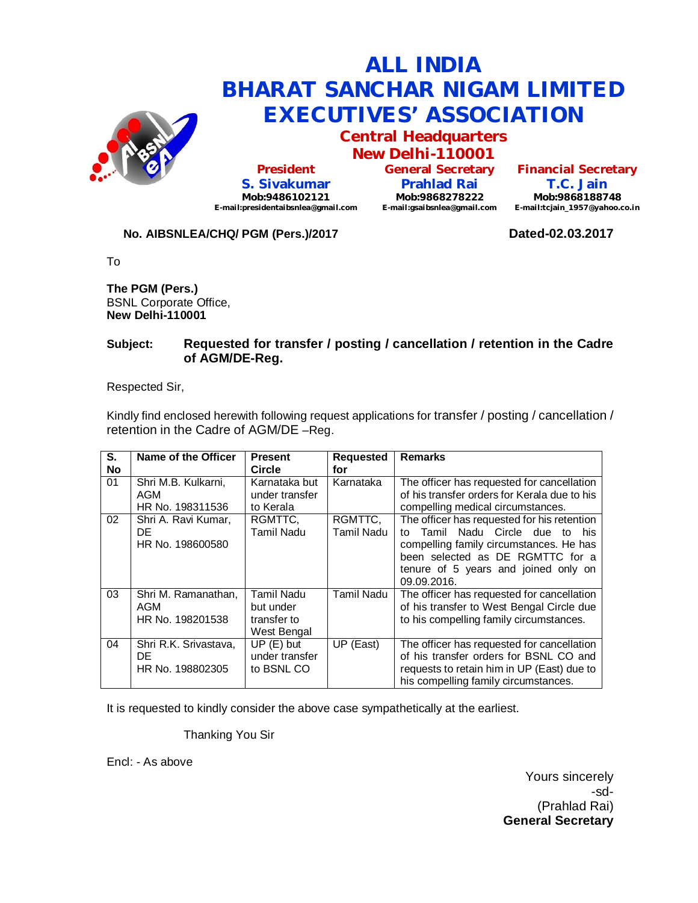# ALL INDIA BHARAT SANCHAR NIGAM LIMITED EXECUTIVES' ASSOCIATION

## Central Headquarters
## New Delhi-110001

**President**
**S. Sivakumar**
Mob:9486102121
E-mail:presidentaibsnlea@gmail.com

**General Secretary**
**Prahlad Rai**
Mob:9868278222
E-mail:gsaibsnlea@gmail.com

**Financial Secretary**
**T.C. Jain**
Mob:9868188748
E-mail:tcjain_1957@yahoo.co.in

**No. AIBSNLEA/CHQ/ PGM (Pers.)/2017** **Dated-02.03.2017**

To

**The PGM (Pers.)**
BSNL Corporate Office,
**New Delhi-110001**

**Subject: Requested for transfer / posting / cancellation / retention in the Cadre of AGM/DE-Reg.**

Respected Sir,

Kindly find enclosed herewith following request applications for transfer / posting / cancellation / retention in the Cadre of AGM/DE –Reg.

| S. No | Name of the Officer | Present Circle | Requested for | Remarks |
|---|---|---|---|---|
| 01 | Shri M.B. Kulkarni, AGM HR No. 198311536 | Karnataka but under transfer to Kerala | Karnataka | The officer has requested for cancellation of his transfer orders for Kerala due to his compelling medical circumstances. |
| 02 | Shri A. Ravi Kumar, DE HR No. 198600580 | RGMTTC, Tamil Nadu | RGMTTC, Tamil Nadu | The officer has requested for his retention to Tamil Nadu Circle due to his compelling family circumstances. He has been selected as DE RGMTTC for a tenure of 5 years and joined only on 09.09.2016. |
| 03 | Shri M. Ramanathan, AGM HR No. 198201538 | Tamil Nadu but under transfer to West Bengal | Tamil Nadu | The officer has requested for cancellation of his transfer to West Bengal Circle due to his compelling family circumstances. |
| 04 | Shri R.K. Srivastava, DE HR No. 198802305 | UP (E) but under transfer to BSNL CO | UP (East) | The officer has requested for cancellation of his transfer orders for BSNL CO and requests to retain him in UP (East) due to his compelling family circumstances. |

It is requested to kindly consider the above case sympathetically at the earliest.

Thanking You Sir

Encl: - As above

Yours sincerely
-sd-
(Prahlad Rai)
**General Secretary**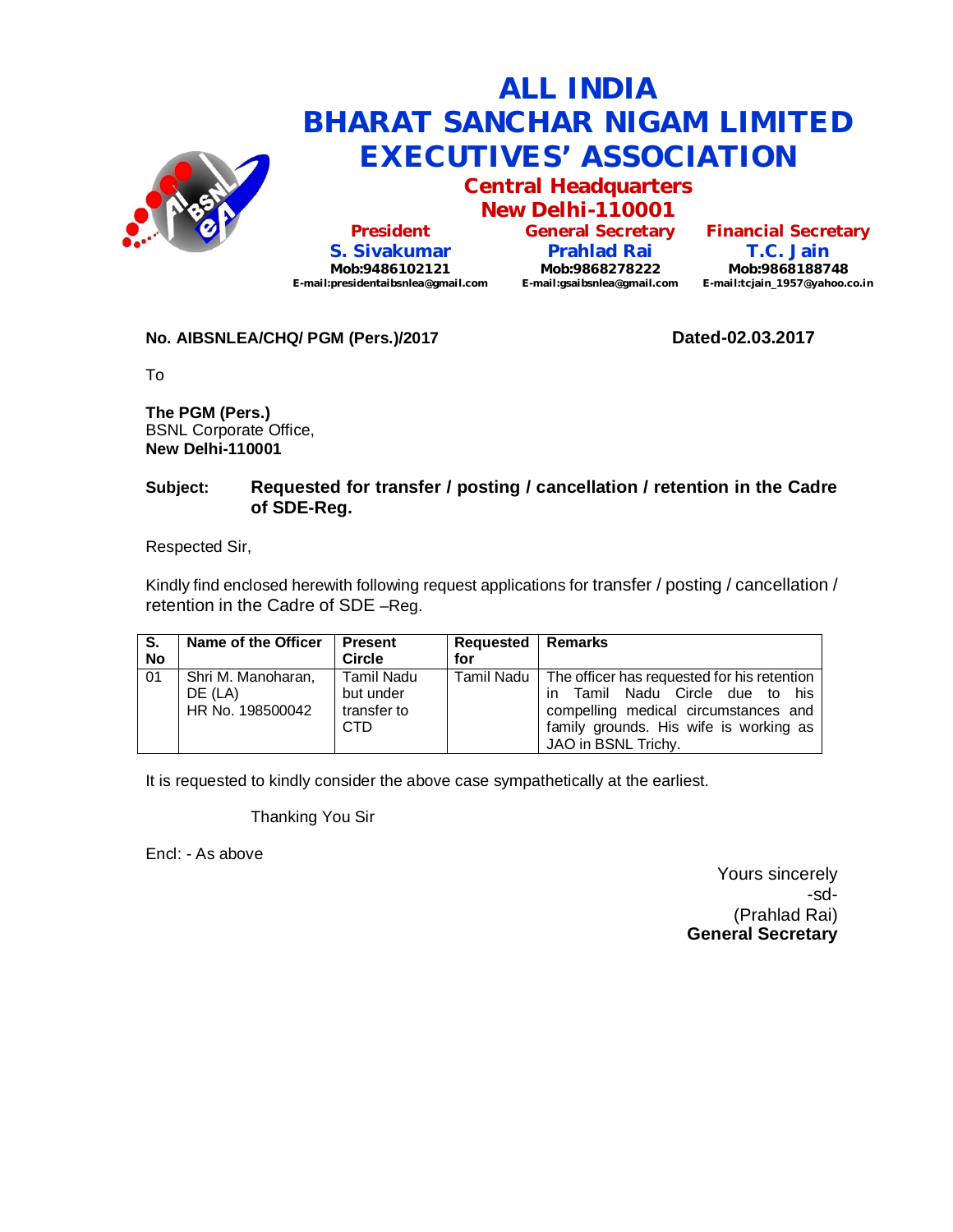# ALL INDIA
# BHARAT SANCHAR NIGAM LIMITED
# EXECUTIVES' ASSOCIATION

## Central Headquarters
## New Delhi-110001

| President | General Secretary | Financial Secretary |
|---|---|---|
| **S. Sivakumar** | **Prahlad Rai** | **T.C. Jain** |
| Mob:9486102121 | Mob:9868278222 | Mob:9868188748 |
| E-mail:presidentaibsnlea@gmail.com | E-mail:gsaibsnlea@gmail.com | E-mail:tcjain_1957@yahoo.co.in |

**No. AIBSNLEA/CHQ/ PGM (Pers.)/2017** **Dated-02.03.2017**

To

**The PGM (Pers.)**
BSNL Corporate Office,
**New Delhi-110001**

**Subject: Requested for transfer / posting / cancellation / retention in the Cadre of SDE-Reg.**

Respected Sir,

Kindly find enclosed herewith following request applications for transfer / posting / cancellation / retention in the Cadre of SDE –Reg.

| S. No | Name of the Officer | Present Circle | Requested for | Remarks |
|---|---|---|---|---|
| 01 | Shri M. Manoharan, DE (LA) HR No. 198500042 | Tamil Nadu but under transfer to CTD | Tamil Nadu | The officer has requested for his retention in Tamil Nadu Circle due to his compelling medical circumstances and family grounds. His wife is working as JAO in BSNL Trichy. |

It is requested to kindly consider the above case sympathetically at the earliest.

Thanking You Sir

Encl: - As above

Yours sincerely
-sd-
(Prahlad Rai)
**General Secretary**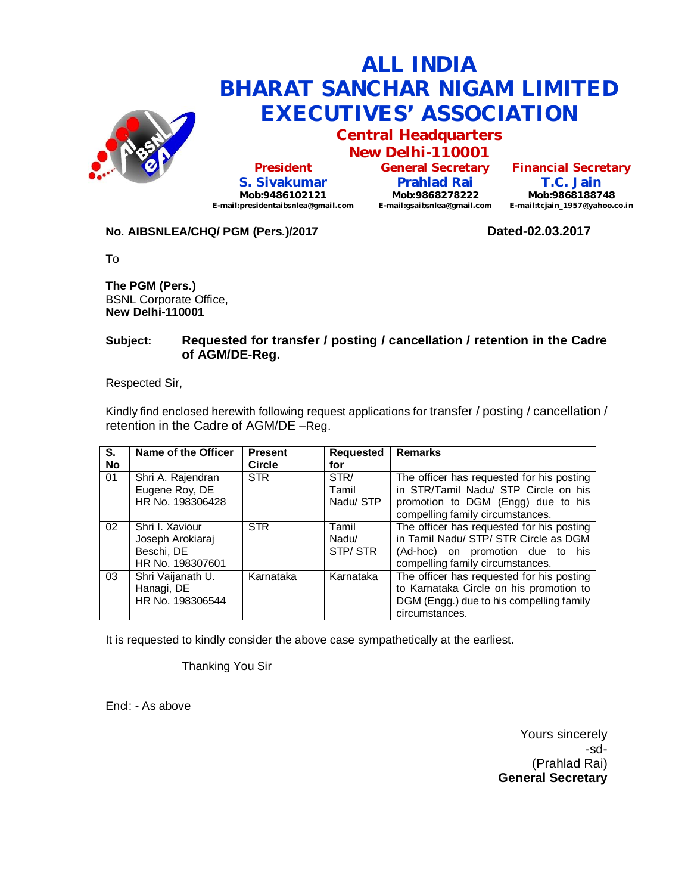# ALL INDIA BHARAT SANCHAR NIGAM LIMITED EXECUTIVES' ASSOCIATION

## Central Headquarters
## New Delhi-110001

| President | General Secretary | Financial Secretary |
| --- | --- | --- |
| S. Sivakumar | Prahlad Rai | T.C. Jain |
| Mob:9486102121 | Mob:9868278222 | Mob:9868188748 |
| E-mail:presidentaibsnlea@gmail.com | E-mail:gsaibsnlea@gmail.com | E-mail:tcjain_1957@yahoo.co.in |

**No. AIBSNLEA/CHQ/ PGM (Pers.)/2017** **Dated-02.03.2017**

To

**The PGM (Pers.)**
BSNL Corporate Office,
**New Delhi-110001**

**Subject: Requested for transfer / posting / cancellation / retention in the Cadre of AGM/DE-Reg.**

Respected Sir,

Kindly find enclosed herewith following request applications for transfer / posting / cancellation / retention in the Cadre of AGM/DE –Reg.

| S. No | Name of the Officer | Present Circle | Requested for | Remarks |
| --- | --- | --- | --- | --- |
| 01 | Shri A. Rajendran Eugene Roy, DE HR No. 198306428 | STR | STR/ Tamil Nadu/ STP | The officer has requested for his posting in STR/Tamil Nadu/ STP Circle on his promotion to DGM (Engg) due to his compelling family circumstances. |
| 02 | Shri I. Xaviour Joseph Arokiaraj Beschi, DE HR No. 198307601 | STR | Tamil Nadu/ STP/ STR | The officer has requested for his posting in Tamil Nadu/ STP/ STR Circle as DGM (Ad-hoc) on promotion due to his compelling family circumstances. |
| 03 | Shri Vaijanath U. Hanagi, DE HR No. 198306544 | Karnataka | Karnataka | The officer has requested for his posting to Karnataka Circle on his promotion to DGM (Engg.) due to his compelling family circumstances. |

It is requested to kindly consider the above case sympathetically at the earliest.

Thanking You Sir

Encl: - As above

Yours sincerely
-sd-
(Prahlad Rai)
**General Secretary**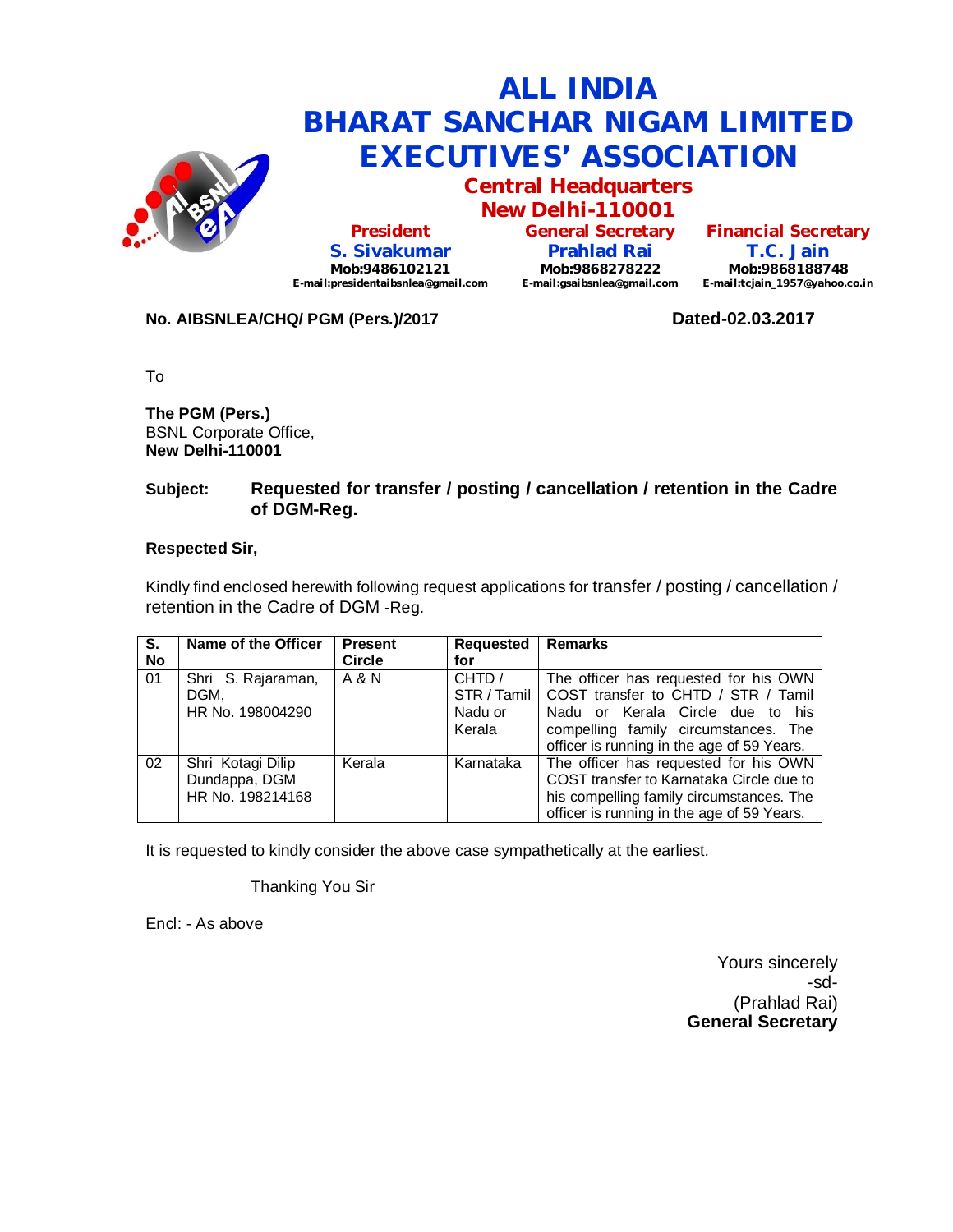# ALL INDIA BHARAT SANCHAR NIGAM LIMITED EXECUTIVES' ASSOCIATION

## Central Headquarters
## New Delhi-110001

| President | General Secretary | Financial Secretary |
|---|---|---|
| **S. Sivakumar** | **Prahlad Rai** | **T.C. Jain** |
| Mob:9486102121 | Mob:9868278222 | Mob:9868188748 |
| E-mail:presidentaibsnlea@gmail.com | E-mail:gsaibsnlea@gmail.com | E-mail:tcjain_1957@yahoo.co.in |

**No. AIBSNLEA/CHQ/ PGM (Pers.)/2017** **Dated-02.03.2017**

To

**The PGM (Pers.)**
BSNL Corporate Office,
**New Delhi-110001**

**Subject: Requested for transfer / posting / cancellation / retention in the Cadre of DGM-Reg.**

**Respected Sir,**

Kindly find enclosed herewith following request applications for transfer / posting / cancellation / retention in the Cadre of DGM -Reg.

| S. No | Name of the Officer | Present Circle | Requested for | Remarks |
|---|---|---|---|---|
| 01 | Shri S. Rajaraman, DGM, HR No. 198004290 | A & N | CHTD / STR / Tamil Nadu or Kerala | The officer has requested for his OWN COST transfer to CHTD / STR / Tamil Nadu or Kerala Circle due to his compelling family circumstances. The officer is running in the age of 59 Years. |
| 02 | Shri Kotagi Dilip Dundappa, DGM HR No. 198214168 | Kerala | Karnataka | The officer has requested for his OWN COST transfer to Karnataka Circle due to his compelling family circumstances. The officer is running in the age of 59 Years. |

It is requested to kindly consider the above case sympathetically at the earliest.

Thanking You Sir

Encl: - As above

Yours sincerely
-sd-
(Prahlad Rai)
**General Secretary**